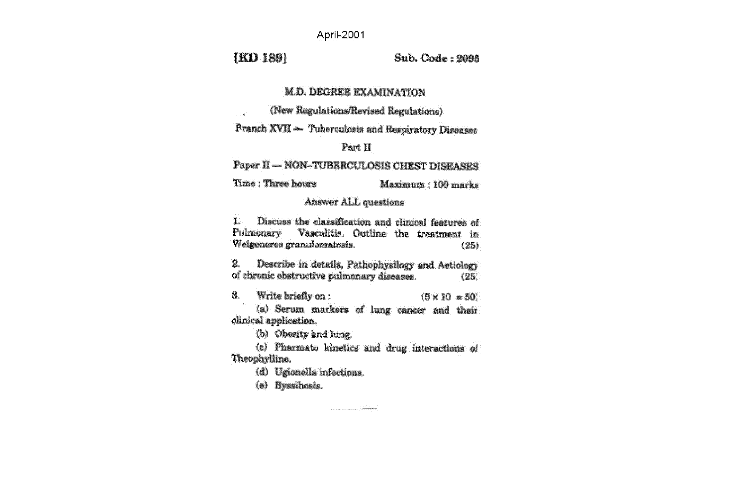April-2001

[KD 189] Sub. Code : 2095

# M.D. DEGREE EXAMINATION

(New Regulations/Revised Regulations)

Branch XVII — Tuberculosis and Respiratory Diseases

Part II

Paper II — NON-TUBERCULOSIS CHEST DISEASES

Time : Three hours Maximum : 100 marks

Answer ALL questions

1. Discuss the classification and clinical features of Pulmonary Vasculitis. Outline the treatment in Weigeneres granulomatosis. (25)

2. Describe in details, Pathophysilogy and Aetiology of chronic obstructive pulmonary diseases. (25)

3. Write briefly on : (5 × 10 = 50)

   (a) Serum markers of lung cancer and their clinical application.

   (b) Obesity and lung.

   (c) Pharmato kinetics and drug interactions of Theophylline.

   (d) Ugionella infections.

   (e) Byssihosis.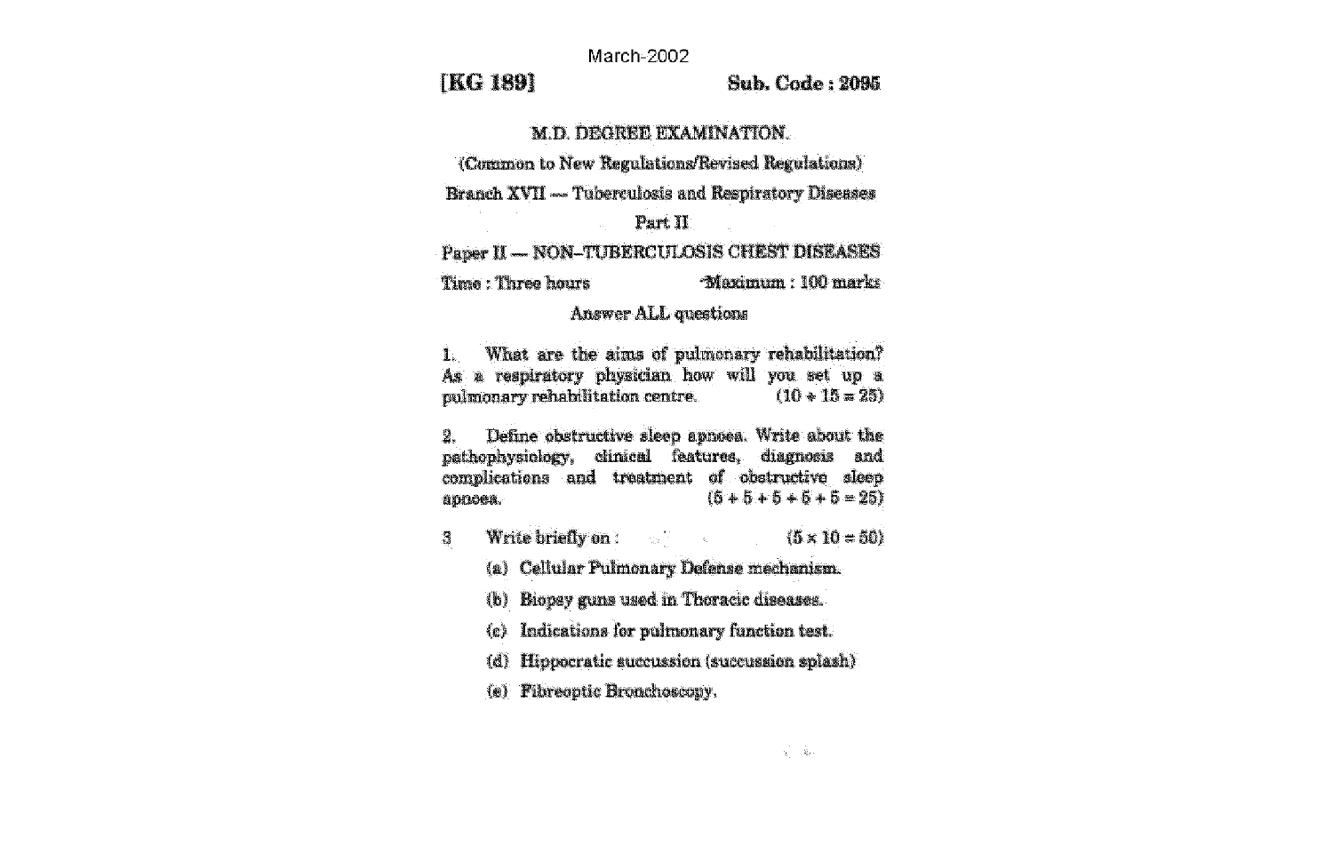March-2002

**[KG 189]** **Sub. Code : 2095**

# M.D. DEGREE EXAMINATION.

(Common to New Regulations/Revised Regulations)

Branch XVII — Tuberculosis and Respiratory Diseases

Part II

Paper II — NON–TUBERCULOSIS CHEST DISEASES

Time : Three hours Maximum : 100 marks

Answer ALL questions

1. What are the aims of pulmonary rehabilitation? As a respiratory physician how will you set up a pulmonary rehabilitation centre. (10 + 15 = 25)

2. Define obstructive sleep apnoea. Write about the pathophysiology, clinical features, diagnosis and complications and treatment of obstructive sleep apnoea. (5 + 5 + 5 + 5 + 5 = 25)

3. Write briefly on : (5 × 10 = 50)

   (a) Cellular Pulmonary Defense mechanism.

   (b) Biopsy guns used in Thoracic diseases.

   (c) Indications for pulmonary function test.

   (d) Hippocratic succussion (succussion splash)

   (e) Fibreoptic Bronchoscopy.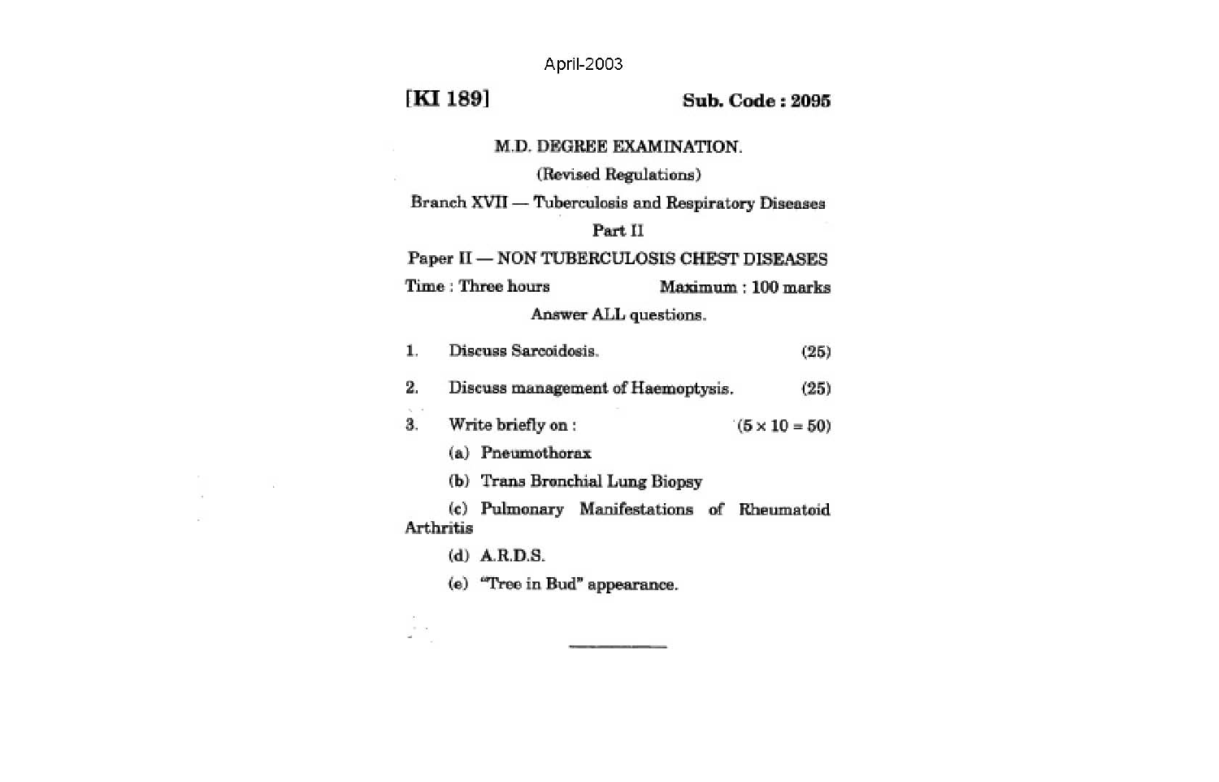April-2003

**[KI 189]** **Sub. Code : 2095**

**M.D. DEGREE EXAMINATION.**

(Revised Regulations)

Branch XVII — Tuberculosis and Respiratory Diseases

Part II

Paper II — NON TUBERCULOSIS CHEST DISEASES

Time : Three hours Maximum : 100 marks

Answer ALL questions.

1. Discuss Sarcoidosis. (25)

2. Discuss management of Haemoptysis. (25)

3. Write briefly on : (5 × 10 = 50)

   (a) Pneumothorax

   (b) Trans Bronchial Lung Biopsy

   (c) Pulmonary Manifestations of Rheumatoid Arthritis

   (d) A.R.D.S.

   (e) "Tree in Bud" appearance.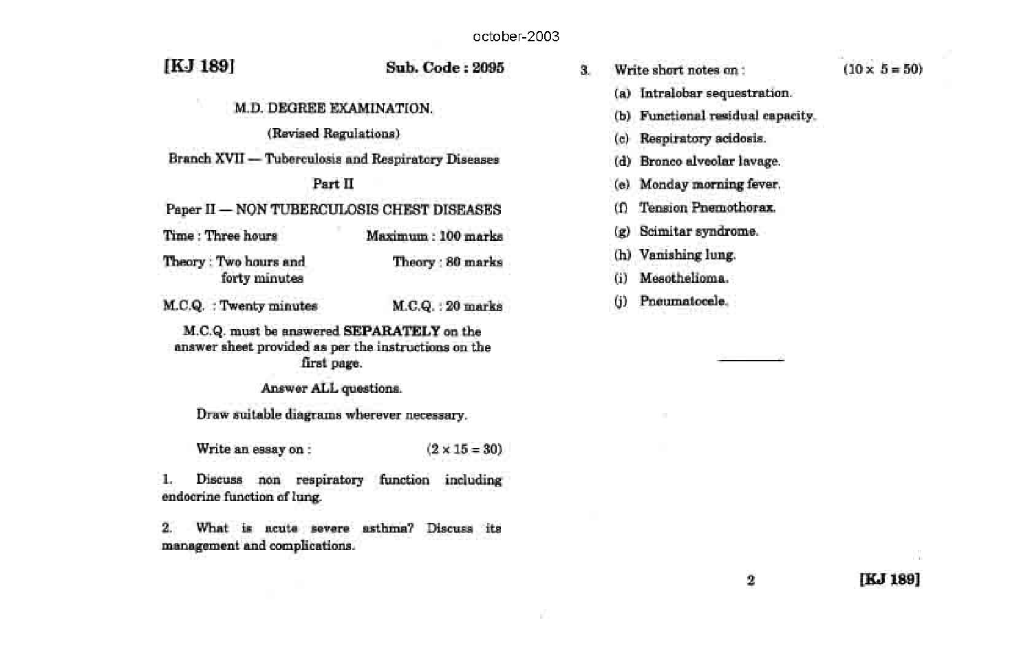october-2003

**[KJ 189]** **Sub. Code : 2095**

M.D. DEGREE EXAMINATION.

(Revised Regulations)

Branch XVII — Tuberculosis and Respiratory Diseases

Part II

Paper II — NON TUBERCULOSIS CHEST DISEASES

Time : Three hours — Maximum : 100 marks

Theory : Two hours and forty minutes — Theory : 80 marks

M.C.Q. : Twenty minutes — M.C.Q. : 20 marks

M.C.Q. must be answered **SEPARATELY** on the answer sheet provided as per the instructions on the first page.

Answer ALL questions.

Draw suitable diagrams wherever necessary.

Write an essay on : (2 × 15 = 30)

1. Discuss non respiratory function including endocrine function of lung.

2. What is acute severe asthma? Discuss its management and complications.

3. Write short notes on : (10 × 5 = 50)

(a) Intralobar sequestration.

(b) Functional residual capacity.

(c) Respiratory acidosis.

(d) Bronco alveolar lavage.

(e) Monday morning fever.

(f) Tension Pnemothorax.

(g) Scimitar syndrome.

(h) Vanishing lung.

(i) Mesothelioma.

(j) Pneumatocele.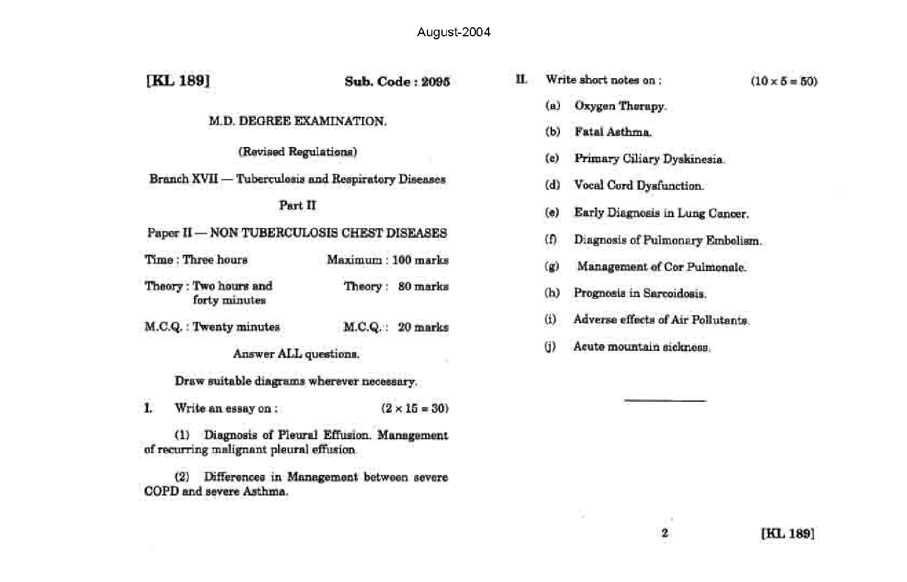August-2004

**[KL 189]** **Sub. Code : 2095**

**M.D. DEGREE EXAMINATION.**

(Revised Regulations)

Branch XVII — Tuberculosis and Respiratory Diseases

Part II

Paper II — NON TUBERCULOSIS CHEST DISEASES

Time : Three hours — Maximum : 100 marks

Theory : Two hours and forty minutes — Theory : 80 marks

M.C.Q. : Twenty minutes — M.C.Q. : 20 marks

Answer ALL questions.

Draw suitable diagrams wherever necessary.

I. Write an essay on : (2 × 15 = 30)

(1) Diagnosis of Pleural Effusion. Management of recurring malignant pleural effusion.

(2) Differences in Management between severe COPD and severe Asthma.

II. Write short notes on : (10 × 5 = 50)

(a) Oxygen Therapy.

(b) Fatal Asthma.

(c) Primary Ciliary Dyskinesia.

(d) Vocal Cord Dysfunction.

(e) Early Diagnosis in Lung Cancer.

(f) Diagnosis of Pulmonary Embolism.

(g) Management of Cor Pulmonale.

(h) Prognosis in Sarcoidosis.

(i) Adverse effects of Air Pollutants.

(j) Acute mountain sickness.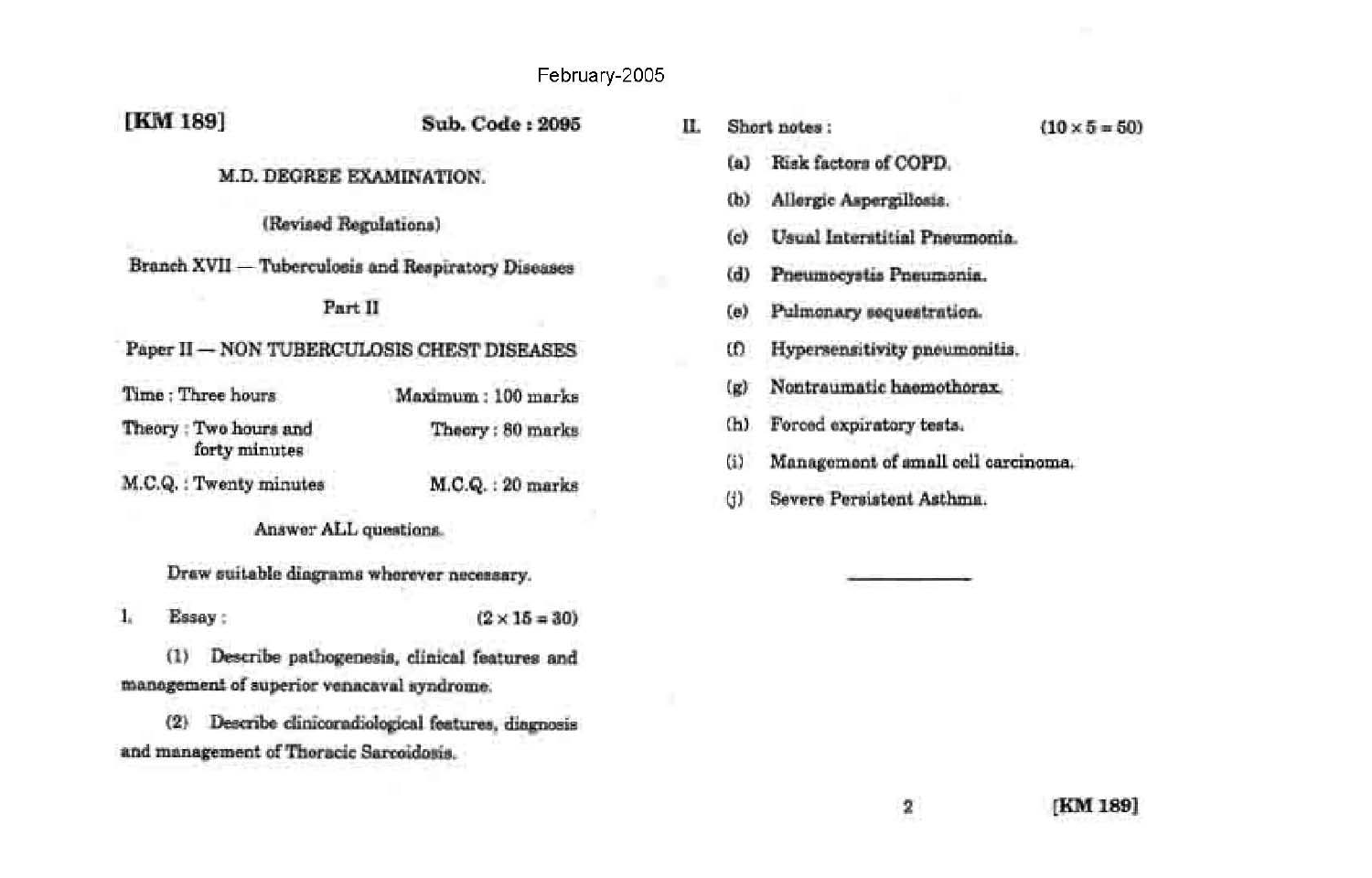February-2005

**[KM 189]** **Sub. Code : 2095**

**M.D. DEGREE EXAMINATION.**

**(Revised Regulations)**

**Branch XVII — Tuberculosis and Respiratory Diseases**

**Part II**

**Paper II — NON TUBERCULOSIS CHEST DISEASES**

| | |
|---|---|
| Time : Three hours | Maximum : 100 marks |
| Theory : Two hours and forty minutes | Theory : 80 marks |
| M.C.Q. : Twenty minutes | M.C.Q. : 20 marks |

Answer ALL questions.

Draw suitable diagrams wherever necessary.

I. Essay : (2 × 15 = 30)

(1) Describe pathogenesis, clinical features and management of superior venacaval syndrome.

(2) Describe clinicoradiological features, diagnosis and management of Thoracic Sarcoidosis.

II. Short notes : (10 × 5 = 50)

(a) Risk factors of COPD.

(b) Allergic Aspergillosis.

(c) Usual Interstitial Pneumonia.

(d) Pneumocystis Pneumonia.

(e) Pulmonary sequestration.

(f) Hypersensitivity pneumonitis.

(g) Nontraumatic haemothorax.

(h) Forced expiratory tests.

(i) Management of small cell carcinoma.

(j) Severe Persistent Asthma.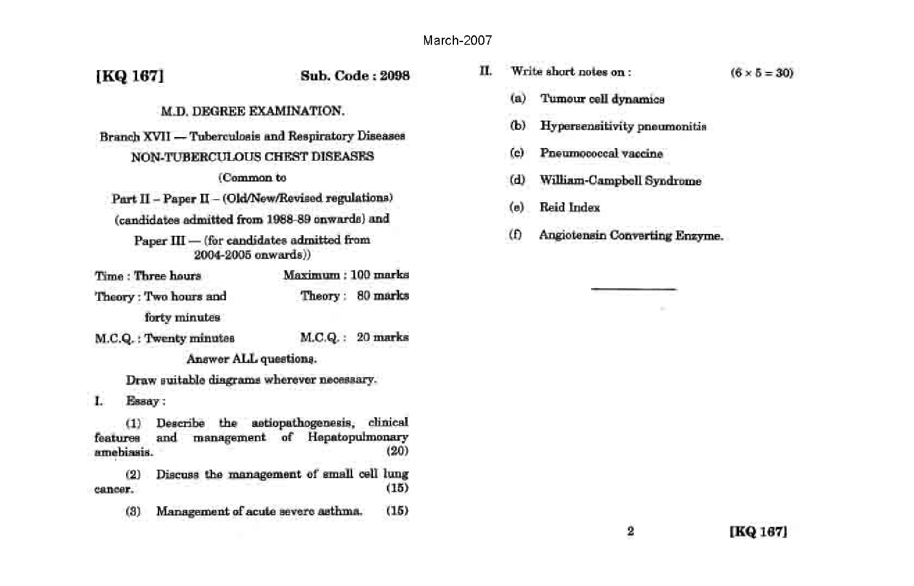March-2007

**[KQ 167]** **Sub. Code : 2098**

M.D. DEGREE EXAMINATION.

Branch XVII — Tuberculosis and Respiratory Diseases

NON-TUBERCULOUS CHEST DISEASES

(Common to

Part II – Paper II – (Old/New/Revised regulations)

(candidates admitted from 1988-89 onwards) and

Paper III — (for candidates admitted from 2004-2005 onwards))

Time : Three hours Maximum : 100 marks

Theory : Two hours and forty minutes Theory : 80 marks

M.C.Q. : Twenty minutes M.C.Q. : 20 marks

Answer ALL questions.

Draw suitable diagrams wherever necessary.

I. Essay :

(1) Describe the aetiopathogenesis, clinical features and management of Hepatopulmonary amebiasis. (20)

(2) Discuss the management of small cell lung cancer. (15)

(3) Management of acute severe asthma. (15)

II. Write short notes on : (6 × 5 = 30)

(a) Tumour cell dynamics

(b) Hypersensitivity pneumonitis

(c) Pneumococcal vaccine

(d) William-Campbell Syndrome

(e) Reid Index

(f) Angiotensin Converting Enzyme.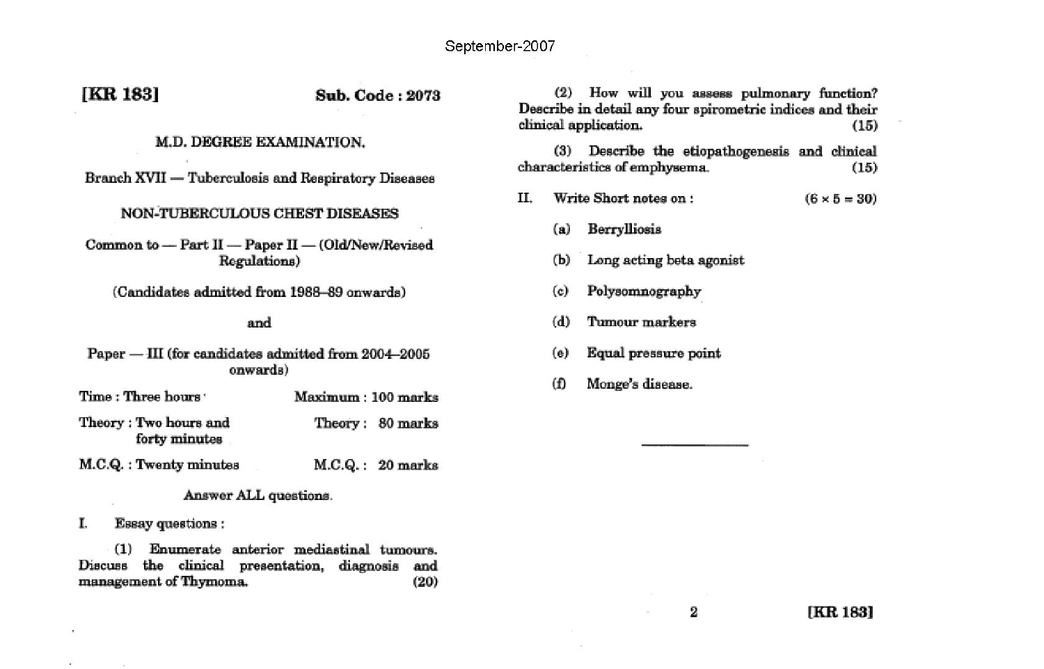September-2007

**[KR 183]** **Sub. Code : 2073**

M.D. DEGREE EXAMINATION.

Branch XVII — Tuberculosis and Respiratory Diseases

## NON-TUBERCULOUS CHEST DISEASES

Common to — Part II — Paper II — (Old/New/Revised Regulations)

(Candidates admitted from 1988–89 onwards)

and

Paper — III (for candidates admitted from 2004–2005 onwards)

| | |
|---|---|
| Time : Three hours | Maximum : 100 marks |
| Theory : Two hours and forty minutes | Theory : 80 marks |
| M.C.Q. : Twenty minutes | M.C.Q. : 20 marks |

Answer ALL questions.

I. Essay questions :

(1) Enumerate anterior mediastinal tumours. Discuss the clinical presentation, diagnosis and management of Thymoma. (20)

(2) How will you assess pulmonary function? Describe in detail any four spirometric indices and their clinical application. (15)

(3) Describe the etiopathogenesis and clinical characteristics of emphysema. (15)

II. Write Short notes on : (6 × 5 = 30)

(a) Berrylliosis

(b) Long acting beta agonist

(c) Polysomnography

(d) Tumour markers

(e) Equal pressure point

(f) Monge's disease.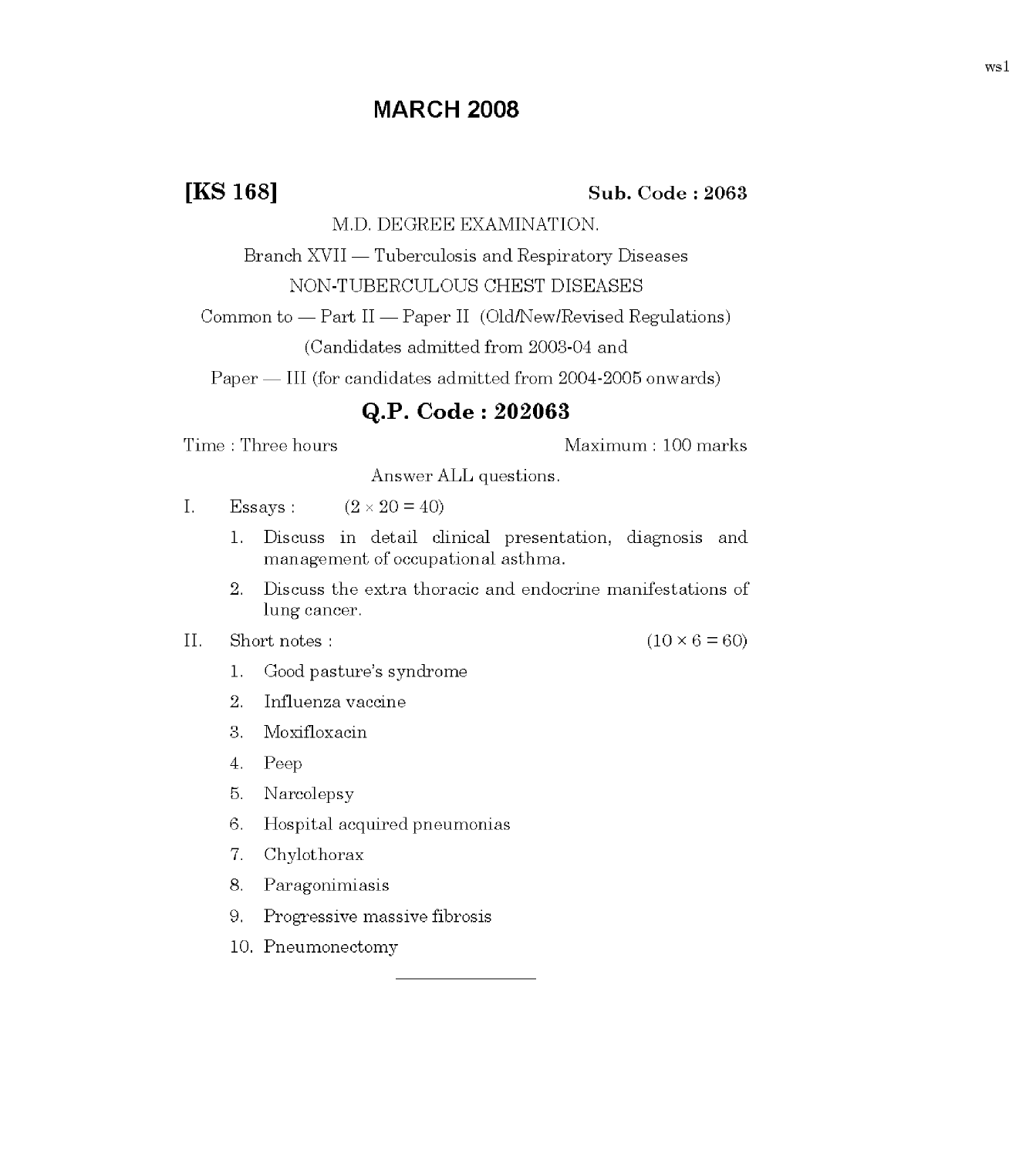# MARCH 2008

**[KS 168]** **Sub. Code : 2063**

M.D. DEGREE EXAMINATION.

Branch XVII — Tuberculosis and Respiratory Diseases

NON-TUBERCULOUS CHEST DISEASES

Common to — Part II — Paper II (Old/New/Revised Regulations)

(Candidates admitted from 2003-04 and

Paper — III (for candidates admitted from 2004-2005 onwards)

## Q.P. Code : 202063

Time : Three hours Maximum : 100 marks

Answer ALL questions.

I. Essays : $(2 \times 20 = 40)$

1. Discuss in detail clinical presentation, diagnosis and management of occupational asthma.
2. Discuss the extra thoracic and endocrine manifestations of lung cancer.

II. Short notes : $(10 \times 6 = 60)$

1. Good pasture's syndrome
2. Influenza vaccine
3. Moxifloxacin
4. Peep
5. Narcolepsy
6. Hospital acquired pneumonias
7. Chylothorax
8. Paragonimiasis
9. Progressive massive fibrosis
10. Pneumonectomy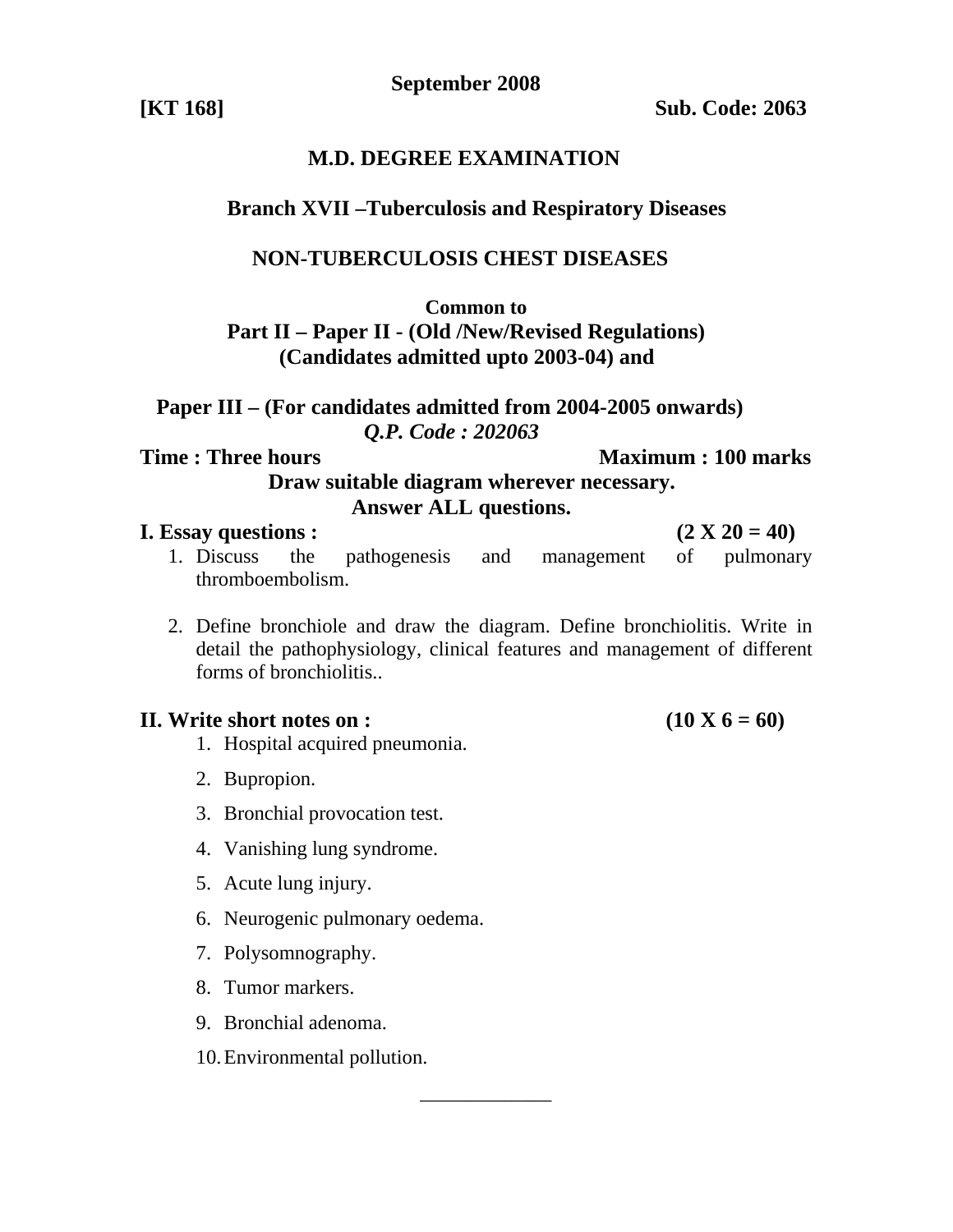**September 2008**

**[KT 168]** **Sub. Code: 2063**

## M.D. DEGREE EXAMINATION

### Branch XVII –Tuberculosis and Respiratory Diseases

### NON-TUBERCULOSIS CHEST DISEASES

**Common to**
**Part II – Paper II - (Old /New/Revised Regulations)**
**(Candidates admitted upto 2003-04) and**

**Paper III – (For candidates admitted from 2004-2005 onwards)**
***Q.P. Code : 202063***

**Time : Three hours** **Maximum : 100 marks**

**Draw suitable diagram wherever necessary.**
**Answer ALL questions.**

**I. Essay questions :** **(2 X 20 = 40)**

1. Discuss the pathogenesis and management of pulmonary thromboembolism.

2. Define bronchiole and draw the diagram. Define bronchiolitis. Write in detail the pathophysiology, clinical features and management of different forms of bronchiolitis..

**II. Write short notes on :** **(10 X 6 = 60)**

1. Hospital acquired pneumonia.
2. Bupropion.
3. Bronchial provocation test.
4. Vanishing lung syndrome.
5. Acute lung injury.
6. Neurogenic pulmonary oedema.
7. Polysomnography.
8. Tumor markers.
9. Bronchial adenoma.
10. Environmental pollution.

_____________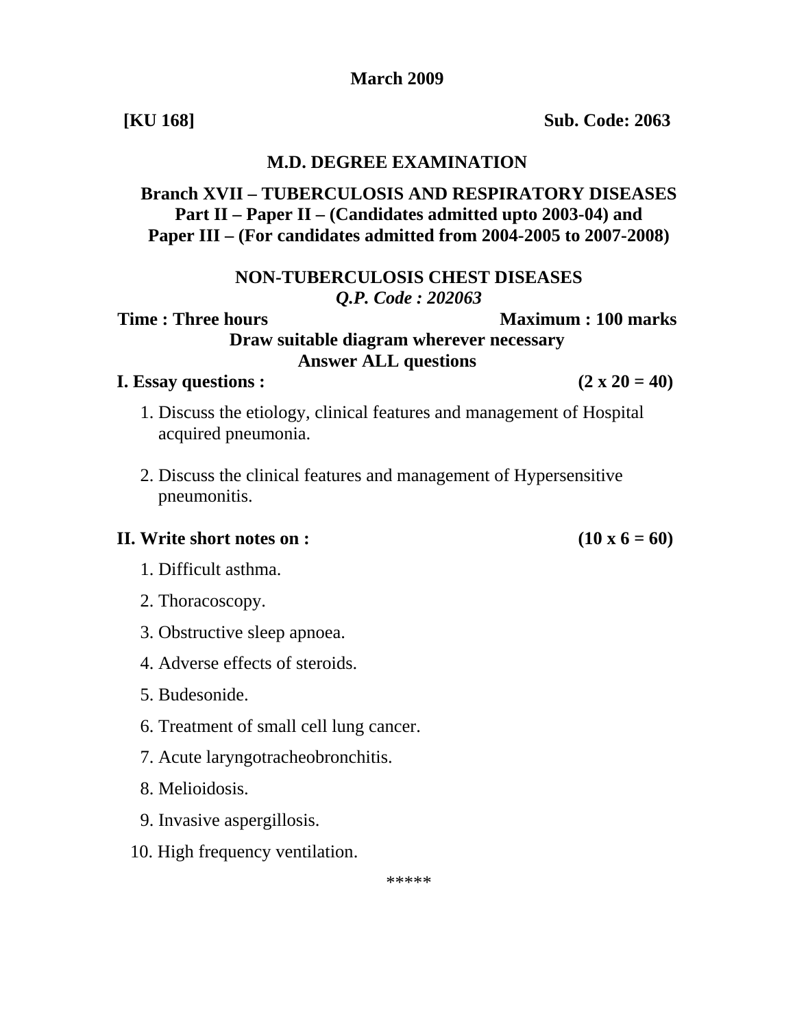**March 2009**

**[KU 168]** **Sub. Code: 2063**

## M.D. DEGREE EXAMINATION

**Branch XVII – TUBERCULOSIS AND RESPIRATORY DISEASES**
**Part II – Paper II – (Candidates admitted upto 2003-04) and**
**Paper III – (For candidates admitted from 2004-2005 to 2007-2008)**

**NON-TUBERCULOSIS CHEST DISEASES**
***Q.P. Code : 202063***

**Time : Three hours** **Maximum : 100 marks**

**Draw suitable diagram wherever necessary**
**Answer ALL questions**

**I. Essay questions :** **(2 x 20 = 40)**

1. Discuss the etiology, clinical features and management of Hospital acquired pneumonia.

2. Discuss the clinical features and management of Hypersensitive pneumonitis.

**II. Write short notes on :** **(10 x 6 = 60)**

1. Difficult asthma.
2. Thoracoscopy.
3. Obstructive sleep apnoea.
4. Adverse effects of steroids.
5. Budesonide.
6. Treatment of small cell lung cancer.
7. Acute laryngotracheobronchitis.
8. Melioidosis.
9. Invasive aspergillosis.
10. High frequency ventilation.

*****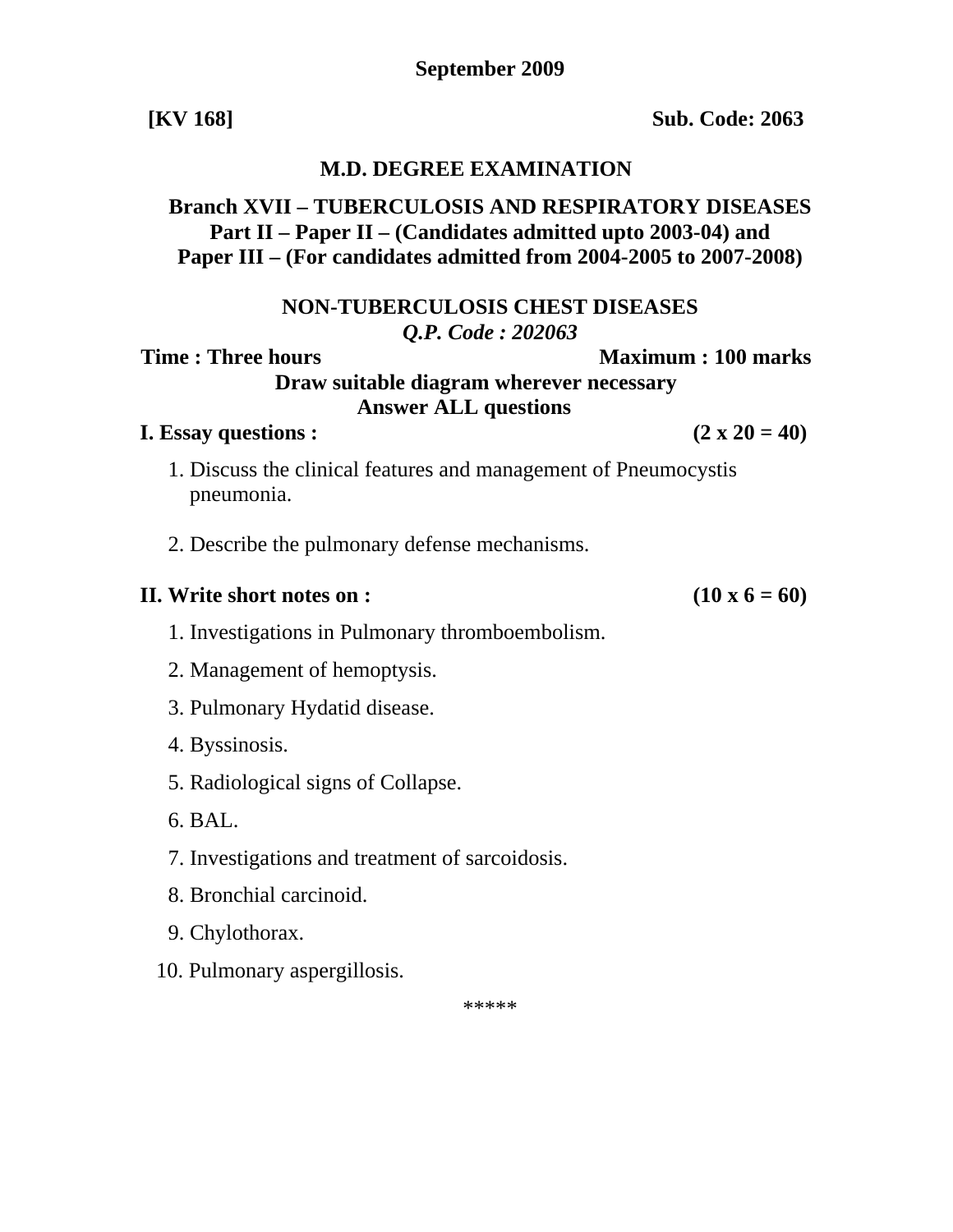**September 2009**

**[KV 168]** **Sub. Code: 2063**

**M.D. DEGREE EXAMINATION**

**Branch XVII – TUBERCULOSIS AND RESPIRATORY DISEASES**
**Part II – Paper II – (Candidates admitted upto 2003-04) and**
**Paper III – (For candidates admitted from 2004-2005 to 2007-2008)**

**NON-TUBERCULOSIS CHEST DISEASES**
***Q.P. Code : 202063***

**Time : Three hours** **Maximum : 100 marks**

**Draw suitable diagram wherever necessary**
**Answer ALL questions**

**I. Essay questions :** **(2 x 20 = 40)**

1. Discuss the clinical features and management of Pneumocystis pneumonia.

2. Describe the pulmonary defense mechanisms.

**II. Write short notes on :** **(10 x 6 = 60)**

1. Investigations in Pulmonary thromboembolism.
2. Management of hemoptysis.
3. Pulmonary Hydatid disease.
4. Byssinosis.
5. Radiological signs of Collapse.
6. BAL.
7. Investigations and treatment of sarcoidosis.
8. Bronchial carcinoid.
9. Chylothorax.
10. Pulmonary aspergillosis.

*****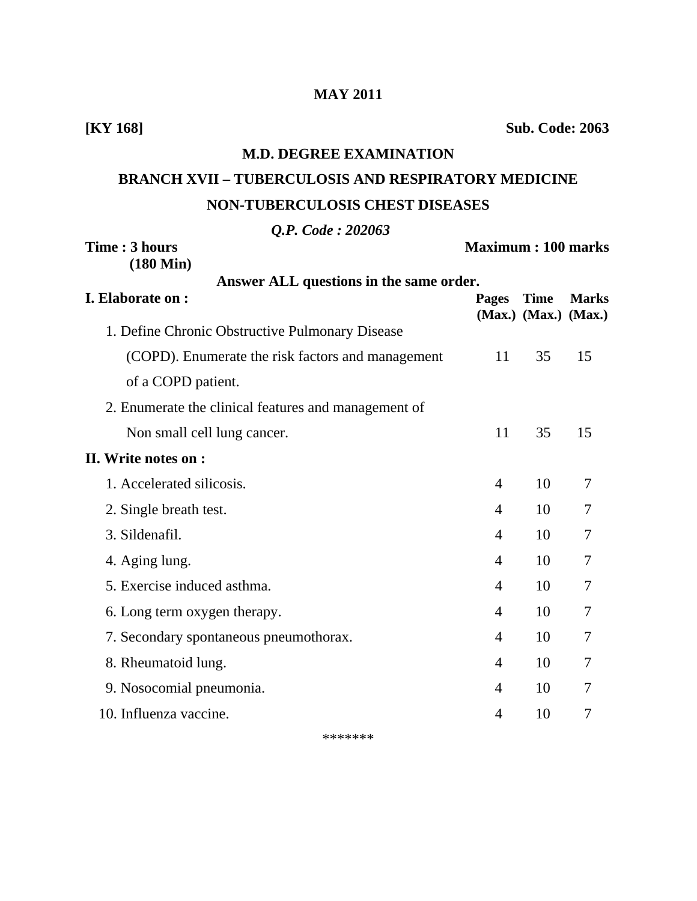**MAY 2011**

**[KY 168]** **Sub. Code: 2063**

# M.D. DEGREE EXAMINATION

## BRANCH XVII – TUBERCULOSIS AND RESPIRATORY MEDICINE

## NON-TUBERCULOSIS CHEST DISEASES

***Q.P. Code : 202063***

**Time : 3 hours (180 Min)** **Maximum : 100 marks**

**Answer ALL questions in the same order.**

| **I. Elaborate on :** | **Pages (Max.)** | **Time (Max.)** | **Marks (Max.)** |
|---|---|---|---|
| 1. Define Chronic Obstructive Pulmonary Disease (COPD). Enumerate the risk factors and management of a COPD patient. | 11 | 35 | 15 |
| 2. Enumerate the clinical features and management of Non small cell lung cancer. | 11 | 35 | 15 |
| **II. Write notes on :** | | | |
| 1. Accelerated silicosis. | 4 | 10 | 7 |
| 2. Single breath test. | 4 | 10 | 7 |
| 3. Sildenafil. | 4 | 10 | 7 |
| 4. Aging lung. | 4 | 10 | 7 |
| 5. Exercise induced asthma. | 4 | 10 | 7 |
| 6. Long term oxygen therapy. | 4 | 10 | 7 |
| 7. Secondary spontaneous pneumothorax. | 4 | 10 | 7 |
| 8. Rheumatoid lung. | 4 | 10 | 7 |
| 9. Nosocomial pneumonia. | 4 | 10 | 7 |
| 10. Influenza vaccine. | 4 | 10 | 7 |

*******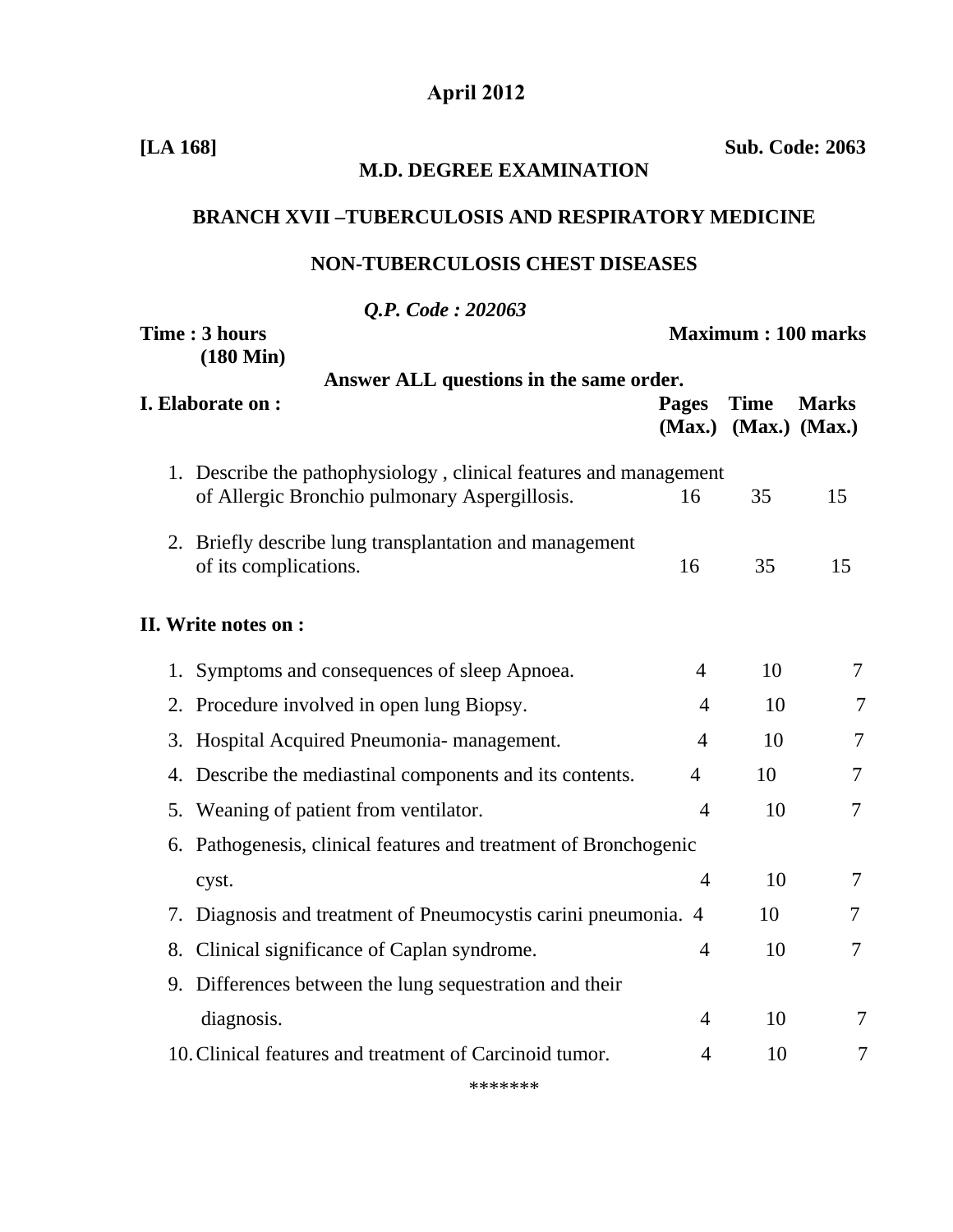**April 2012**

**[LA 168]** **Sub. Code: 2063**

**M.D. DEGREE EXAMINATION**

**BRANCH XVII –TUBERCULOSIS AND RESPIRATORY MEDICINE**

**NON-TUBERCULOSIS CHEST DISEASES**

***Q.P. Code : 202063***

**Time : 3 hours** **Maximum : 100 marks**
**(180 Min)**

**Answer ALL questions in the same order.**

**I. Elaborate on :**

| | Pages (Max.) | Time (Max.) | Marks (Max.) |
|---|---|---|---|
| 1. Describe the pathophysiology , clinical features and management of Allergic Bronchio pulmonary Aspergillosis. | 16 | 35 | 15 |
| 2. Briefly describe lung transplantation and management of its complications. | 16 | 35 | 15 |

**II. Write notes on :**

| | Pages | Time | Marks |
|---|---|---|---|
| 1. Symptoms and consequences of sleep Apnoea. | 4 | 10 | 7 |
| 2. Procedure involved in open lung Biopsy. | 4 | 10 | 7 |
| 3. Hospital Acquired Pneumonia- management. | 4 | 10 | 7 |
| 4. Describe the mediastinal components and its contents. | 4 | 10 | 7 |
| 5. Weaning of patient from ventilator. | 4 | 10 | 7 |
| 6. Pathogenesis, clinical features and treatment of Bronchogenic cyst. | 4 | 10 | 7 |
| 7. Diagnosis and treatment of Pneumocystis carini pneumonia. | 4 | 10 | 7 |
| 8. Clinical significance of Caplan syndrome. | 4 | 10 | 7 |
| 9. Differences between the lung sequestration and their diagnosis. | 4 | 10 | 7 |
| 10. Clinical features and treatment of Carcinoid tumor. | 4 | 10 | 7 |

*******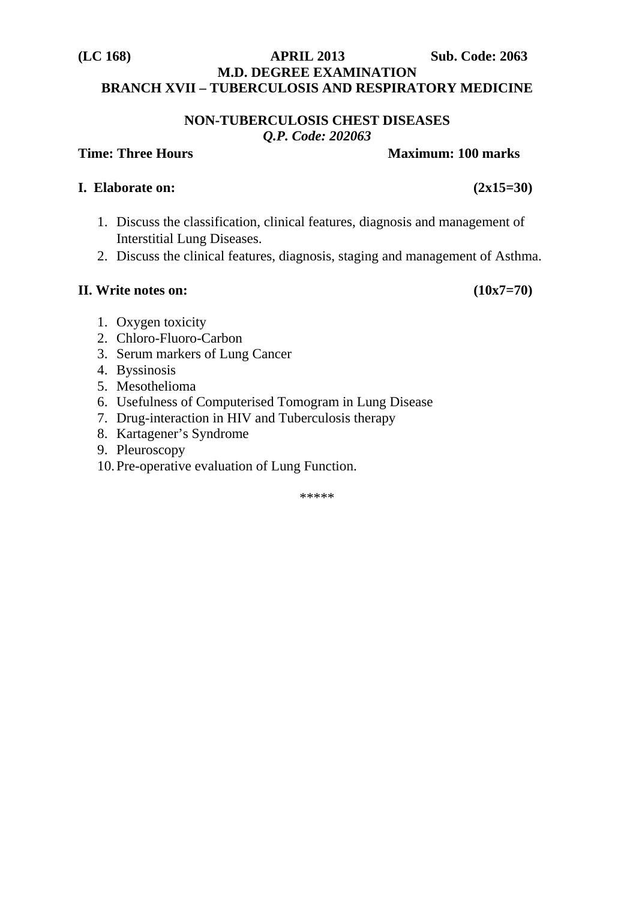**(LC 168)** **APRIL 2013** **Sub. Code: 2063**

**M.D. DEGREE EXAMINATION**

**BRANCH XVII – TUBERCULOSIS AND RESPIRATORY MEDICINE**

**NON-TUBERCULOSIS CHEST DISEASES**

***Q.P. Code: 202063***

**Time: Three Hours** **Maximum: 100 marks**

**I. Elaborate on:** **(2x15=30)**

1. Discuss the classification, clinical features, diagnosis and management of Interstitial Lung Diseases.
2. Discuss the clinical features, diagnosis, staging and management of Asthma.

**II. Write notes on:** **(10x7=70)**

1. Oxygen toxicity
2. Chloro-Fluoro-Carbon
3. Serum markers of Lung Cancer
4. Byssinosis
5. Mesothelioma
6. Usefulness of Computerised Tomogram in Lung Disease
7. Drug-interaction in HIV and Tuberculosis therapy
8. Kartagener's Syndrome
9. Pleuroscopy
10. Pre-operative evaluation of Lung Function.

*****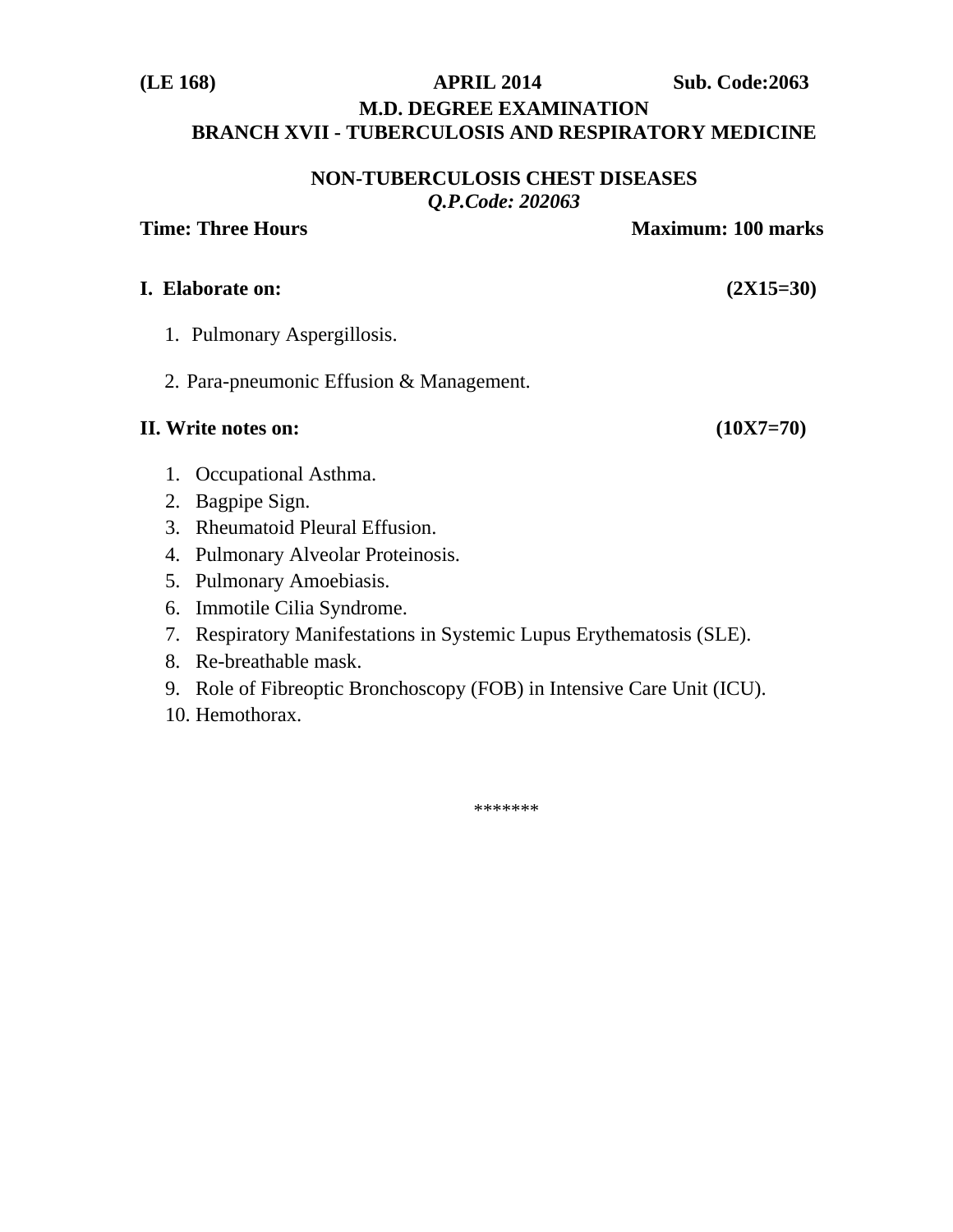**(LE 168)** **APRIL 2014** **Sub. Code:2063**

**M.D. DEGREE EXAMINATION**

**BRANCH XVII - TUBERCULOSIS AND RESPIRATORY MEDICINE**

**NON-TUBERCULOSIS CHEST DISEASES**

***Q.P.Code: 202063***

**Time: Three Hours** **Maximum: 100 marks**

**I. Elaborate on:** **(2X15=30)**

1. Pulmonary Aspergillosis.
2. Para-pneumonic Effusion & Management.

**II. Write notes on:** **(10X7=70)**

1. Occupational Asthma.
2. Bagpipe Sign.
3. Rheumatoid Pleural Effusion.
4. Pulmonary Alveolar Proteinosis.
5. Pulmonary Amoebiasis.
6. Immotile Cilia Syndrome.
7. Respiratory Manifestations in Systemic Lupus Erythematosis (SLE).
8. Re-breathable mask.
9. Role of Fibreoptic Bronchoscopy (FOB) in Intensive Care Unit (ICU).
10. Hemothorax.

*******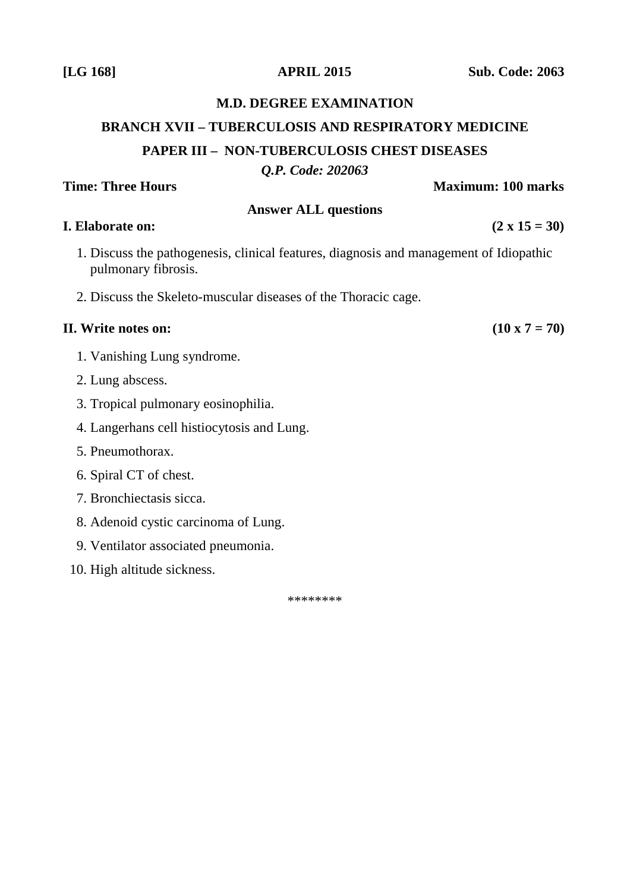**[LG 168]** **APRIL 2015** **Sub. Code: 2063**

## M.D. DEGREE EXAMINATION

## BRANCH XVII – TUBERCULOSIS AND RESPIRATORY MEDICINE

## PAPER III – NON-TUBERCULOSIS CHEST DISEASES

*Q.P. Code: 202063*

**Time: Three Hours** **Maximum: 100 marks**

**Answer ALL questions**

**I. Elaborate on:** **(2 x 15 = 30)**

1. Discuss the pathogenesis, clinical features, diagnosis and management of Idiopathic pulmonary fibrosis.
2. Discuss the Skeleto-muscular diseases of the Thoracic cage.

**II. Write notes on:** **(10 x 7 = 70)**

1. Vanishing Lung syndrome.
2. Lung abscess.
3. Tropical pulmonary eosinophilia.
4. Langerhans cell histiocytosis and Lung.
5. Pneumothorax.
6. Spiral CT of chest.
7. Bronchiectasis sicca.
8. Adenoid cystic carcinoma of Lung.
9. Ventilator associated pneumonia.
10. High altitude sickness.

*******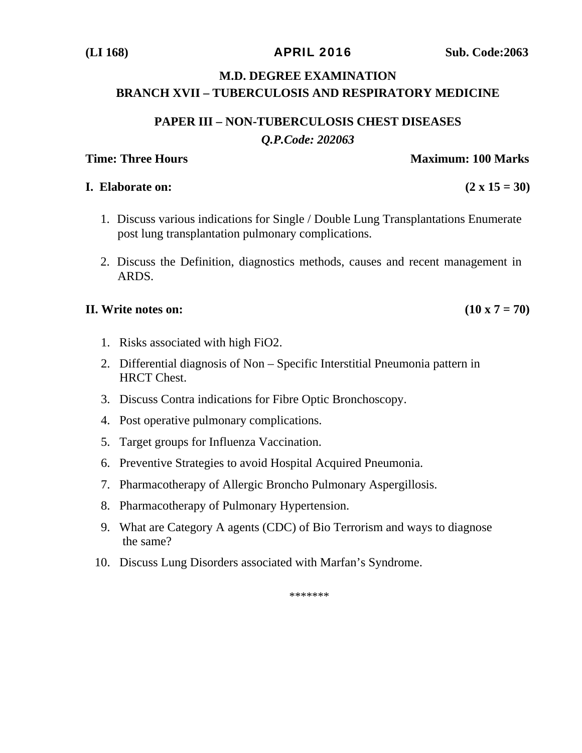(LI 168) **APRIL 2016** **Sub. Code:2063**

**M.D. DEGREE EXAMINATION**

**BRANCH XVII – TUBERCULOSIS AND RESPIRATORY MEDICINE**

**PAPER III – NON-TUBERCULOSIS CHEST DISEASES**

***Q.P.Code: 202063***

**Time: Three Hours** **Maximum: 100 Marks**

**I. Elaborate on:** **(2 x 15 = 30)**

1. Discuss various indications for Single / Double Lung Transplantations Enumerate post lung transplantation pulmonary complications.
2. Discuss the Definition, diagnostics methods, causes and recent management in ARDS.

**II. Write notes on:** **(10 x 7 = 70)**

1. Risks associated with high $FiO_2$.
2. Differential diagnosis of Non – Specific Interstitial Pneumonia pattern in HRCT Chest.
3. Discuss Contra indications for Fibre Optic Bronchoscopy.
4. Post operative pulmonary complications.
5. Target groups for Influenza Vaccination.
6. Preventive Strategies to avoid Hospital Acquired Pneumonia.
7. Pharmacotherapy of Allergic Broncho Pulmonary Aspergillosis.
8. Pharmacotherapy of Pulmonary Hypertension.
9. What are Category A agents (CDC) of Bio Terrorism and ways to diagnose the same?
10. Discuss Lung Disorders associated with Marfan's Syndrome.

*******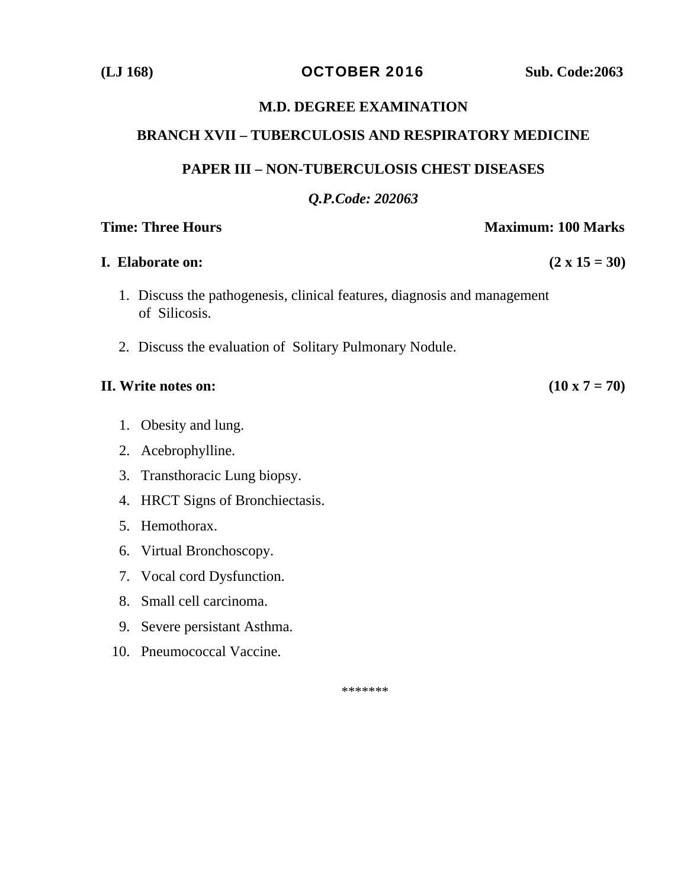**(LJ 168)** **OCTOBER 2016** **Sub. Code:2063**

# M.D. DEGREE EXAMINATION

## BRANCH XVII – TUBERCULOSIS AND RESPIRATORY MEDICINE

## PAPER III – NON-TUBERCULOSIS CHEST DISEASES

***Q.P.Code: 202063***

**Time: Three Hours** **Maximum: 100 Marks**

**I. Elaborate on:** **(2 x 15 = 30)**

1. Discuss the pathogenesis, clinical features, diagnosis and management of Silicosis.
2. Discuss the evaluation of Solitary Pulmonary Nodule.

**II. Write notes on:** **(10 x 7 = 70)**

1. Obesity and lung.
2. Acebrophylline.
3. Transthoracic Lung biopsy.
4. HRCT Signs of Bronchiectasis.
5. Hemothorax.
6. Virtual Bronchoscopy.
7. Vocal cord Dysfunction.
8. Small cell carcinoma.
9. Severe persistant Asthma.
10. Pneumococcal Vaccine.

*******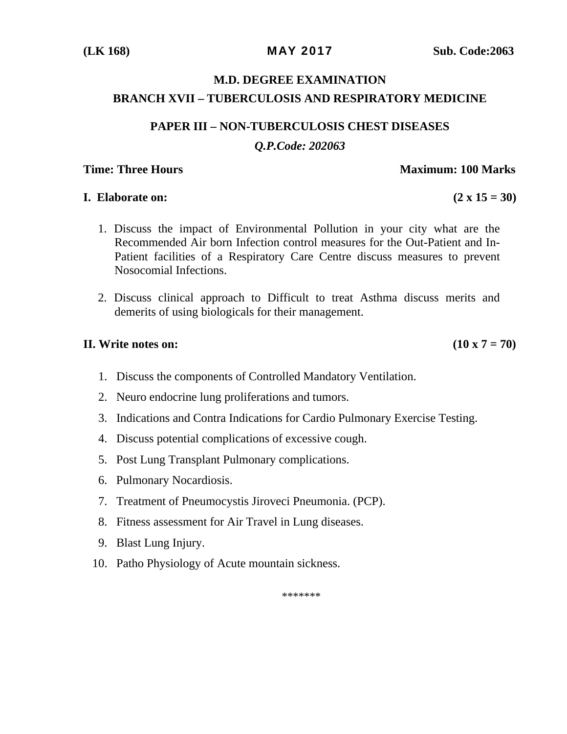**(LK 168)** **MAY 2017** **Sub. Code:2063**

# M.D. DEGREE EXAMINATION

## BRANCH XVII – TUBERCULOSIS AND RESPIRATORY MEDICINE

## PAPER III – NON-TUBERCULOSIS CHEST DISEASES

***Q.P.Code: 202063***

**Time: Three Hours** **Maximum: 100 Marks**

**I. Elaborate on:** **(2 x 15 = 30)**

1. Discuss the impact of Environmental Pollution in your city what are the Recommended Air born Infection control measures for the Out-Patient and In-Patient facilities of a Respiratory Care Centre discuss measures to prevent Nosocomial Infections.

2. Discuss clinical approach to Difficult to treat Asthma discuss merits and demerits of using biologicals for their management.

**II. Write notes on:** **(10 x 7 = 70)**

1. Discuss the components of Controlled Mandatory Ventilation.
2. Neuro endocrine lung proliferations and tumors.
3. Indications and Contra Indications for Cardio Pulmonary Exercise Testing.
4. Discuss potential complications of excessive cough.
5. Post Lung Transplant Pulmonary complications.
6. Pulmonary Nocardiosis.
7. Treatment of Pneumocystis Jiroveci Pneumonia. (PCP).
8. Fitness assessment for Air Travel in Lung diseases.
9. Blast Lung Injury.
10. Patho Physiology of Acute mountain sickness.

*******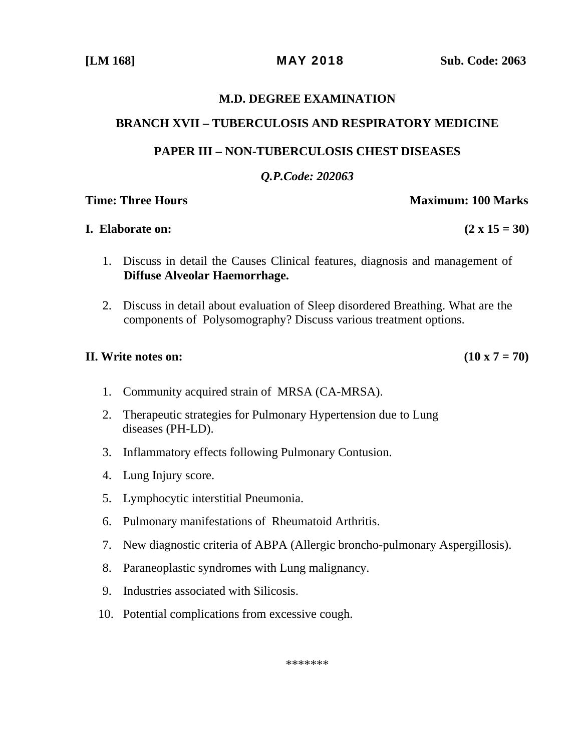**[LM 168]** **MAY 2018** **Sub. Code: 2063**

# M.D. DEGREE EXAMINATION

## BRANCH XVII – TUBERCULOSIS AND RESPIRATORY MEDICINE

## PAPER III – NON-TUBERCULOSIS CHEST DISEASES

***Q.P.Code: 202063***

**Time: Three Hours** **Maximum: 100 Marks**

**I. Elaborate on:** **(2 x 15 = 30)**

1. Discuss in detail the Causes Clinical features, diagnosis and management of **Diffuse Alveolar Haemorrhage.**
2. Discuss in detail about evaluation of Sleep disordered Breathing. What are the components of Polysomography? Discuss various treatment options.

**II. Write notes on:** **(10 x 7 = 70)**

1. Community acquired strain of MRSA (CA-MRSA).
2. Therapeutic strategies for Pulmonary Hypertension due to Lung diseases (PH-LD).
3. Inflammatory effects following Pulmonary Contusion.
4. Lung Injury score.
5. Lymphocytic interstitial Pneumonia.
6. Pulmonary manifestations of Rheumatoid Arthritis.
7. New diagnostic criteria of ABPA (Allergic broncho-pulmonary Aspergillosis).
8. Paraneoplastic syndromes with Lung malignancy.
9. Industries associated with Silicosis.
10. Potential complications from excessive cough.

*******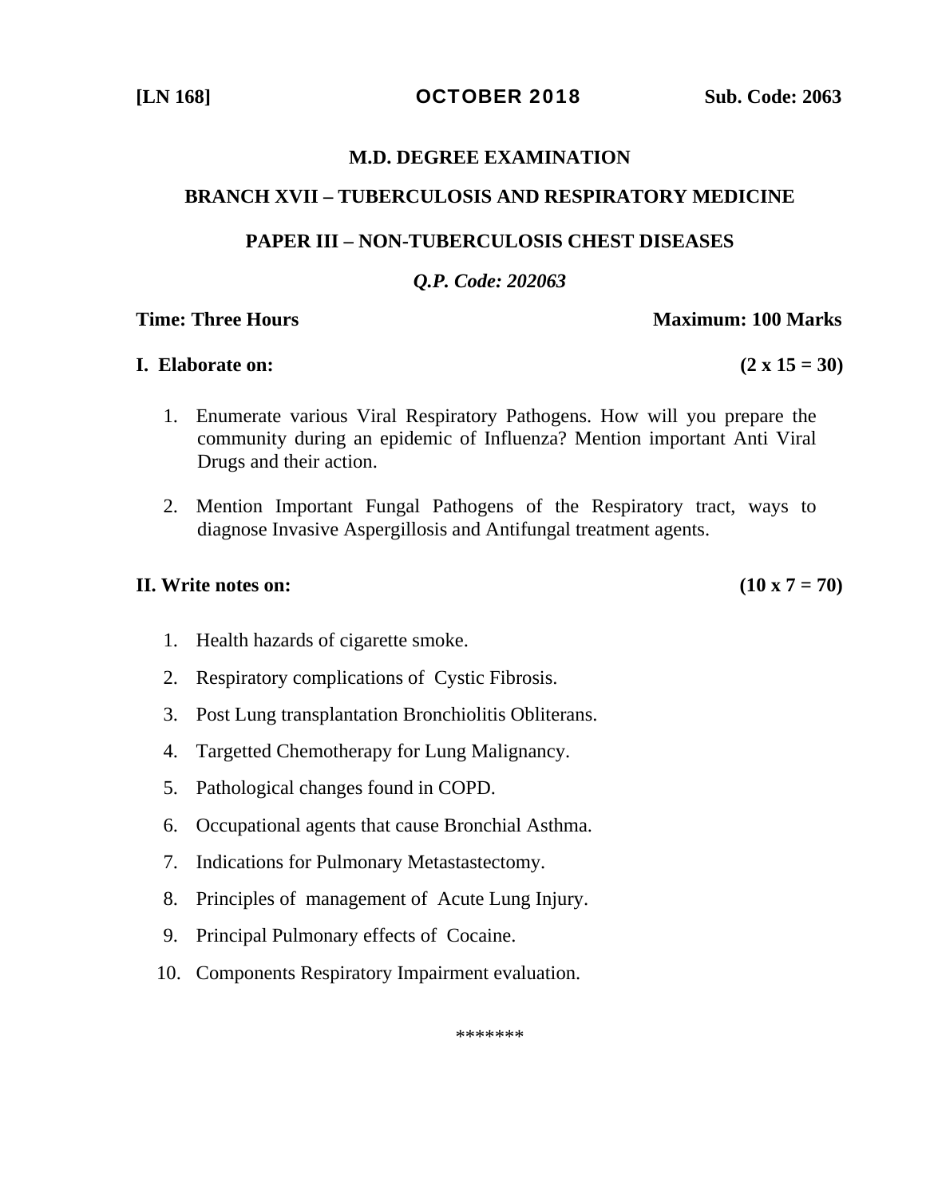**[LN 168]** **OCTOBER 2018** **Sub. Code: 2063**

# M.D. DEGREE EXAMINATION

## BRANCH XVII – TUBERCULOSIS AND RESPIRATORY MEDICINE

## PAPER III – NON-TUBERCULOSIS CHEST DISEASES

***Q.P. Code: 202063***

**Time: Three Hours** **Maximum: 100 Marks**

**I. Elaborate on: (2 x 15 = 30)**

1. Enumerate various Viral Respiratory Pathogens. How will you prepare the community during an epidemic of Influenza? Mention important Anti Viral Drugs and their action.

2. Mention Important Fungal Pathogens of the Respiratory tract, ways to diagnose Invasive Aspergillosis and Antifungal treatment agents.

**II. Write notes on: (10 x 7 = 70)**

1. Health hazards of cigarette smoke.
2. Respiratory complications of Cystic Fibrosis.
3. Post Lung transplantation Bronchiolitis Obliterans.
4. Targetted Chemotherapy for Lung Malignancy.
5. Pathological changes found in COPD.
6. Occupational agents that cause Bronchial Asthma.
7. Indications for Pulmonary Metastastectomy.
8. Principles of management of Acute Lung Injury.
9. Principal Pulmonary effects of Cocaine.
10. Components Respiratory Impairment evaluation.

*******